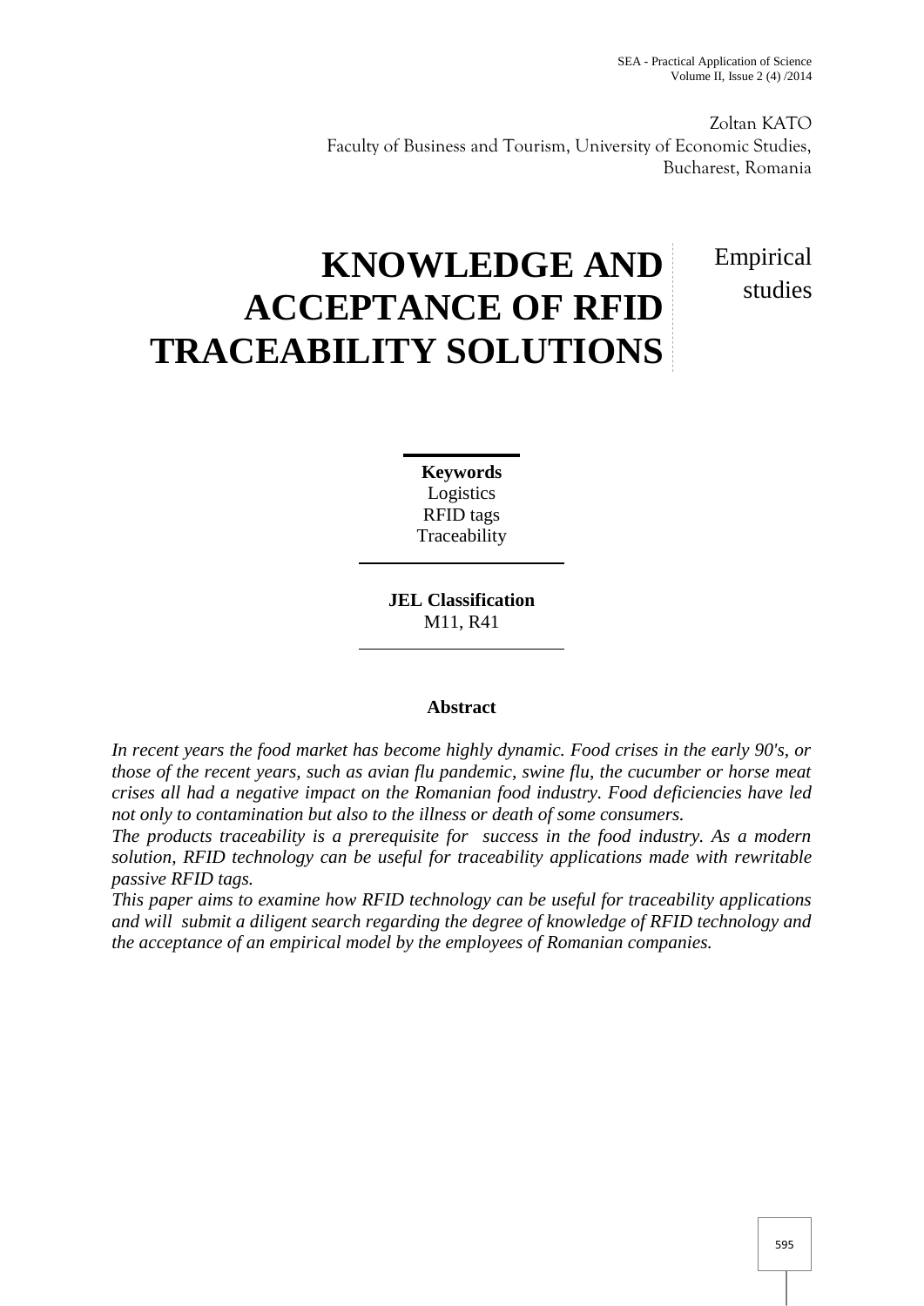Zoltan KATO
Faculty of Business and Tourism, University of Economic Studies, Bucharest, Romania

# KNOWLEDGE AND ACCEPTANCE OF RFID TRACEABILITY SOLUTIONS

Empirical studies

**Keywords**
Logistics
RFID tags
Traceability

**JEL Classification**
M11, R41

**Abstract**

*In recent years the food market has become highly dynamic. Food crises in the early 90's, or those of the recent years, such as avian flu pandemic, swine flu, the cucumber or horse meat crises all had a negative impact on the Romanian food industry. Food deficiencies have led not only to contamination but also to the illness or death of some consumers.*

*The products traceability is a prerequisite for success in the food industry. As a modern solution, RFID technology can be useful for traceability applications made with rewritable passive RFID tags.*

*This paper aims to examine how RFID technology can be useful for traceability applications and will submit a diligent search regarding the degree of knowledge of RFID technology and the acceptance of an empirical model by the employees of Romanian companies.*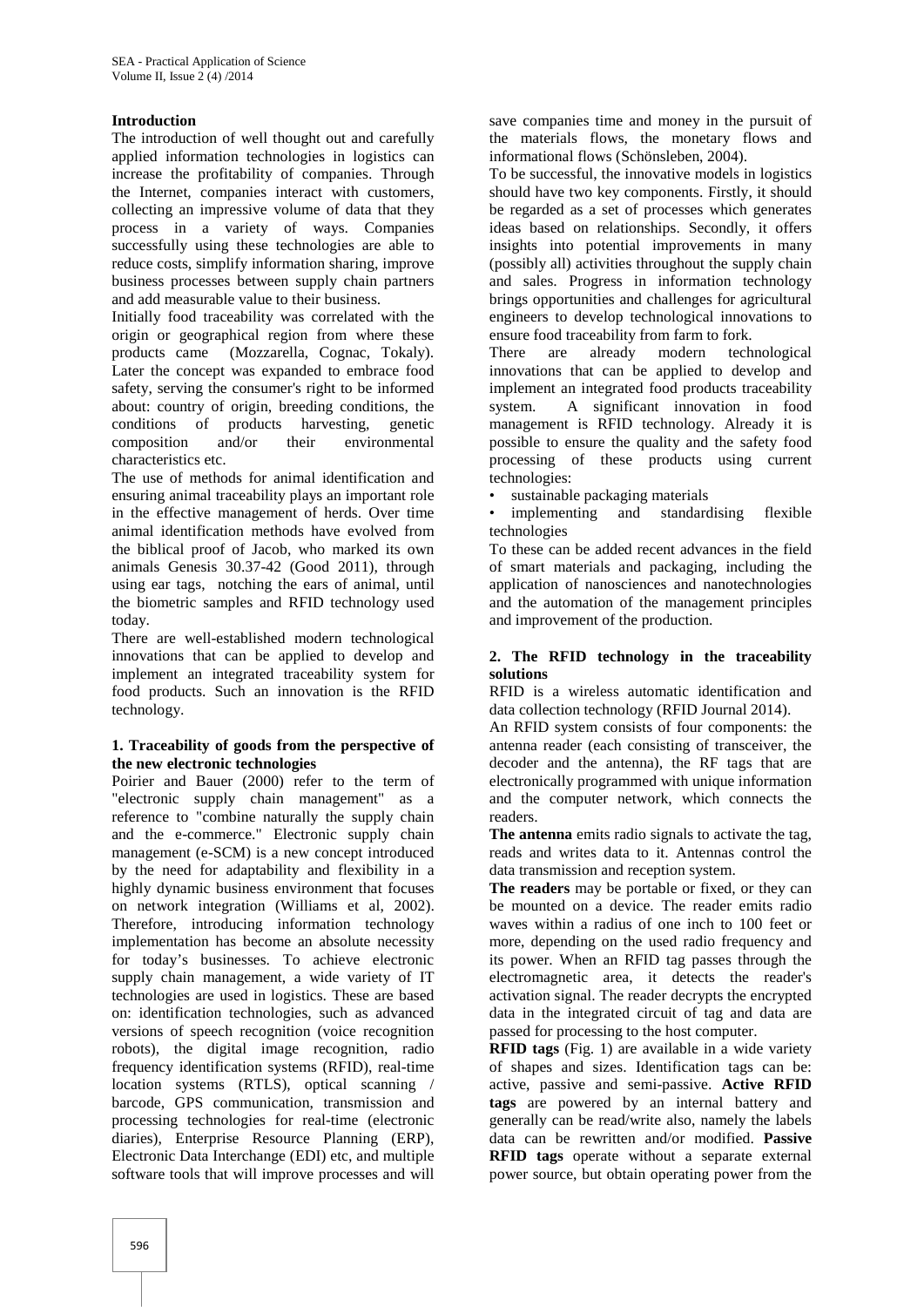## Introduction

The introduction of well thought out and carefully applied information technologies in logistics can increase the profitability of companies. Through the Internet, companies interact with customers, collecting an impressive volume of data that they process in a variety of ways. Companies successfully using these technologies are able to reduce costs, simplify information sharing, improve business processes between supply chain partners and add measurable value to their business.

Initially food traceability was correlated with the origin or geographical region from where these products came (Mozzarella, Cognac, Tokaly). Later the concept was expanded to embrace food safety, serving the consumer's right to be informed about: country of origin, breeding conditions, the conditions of products harvesting, genetic composition and/or their environmental characteristics etc.

The use of methods for animal identification and ensuring animal traceability plays an important role in the effective management of herds. Over time animal identification methods have evolved from the biblical proof of Jacob, who marked its own animals Genesis 30.37-42 (Good 2011), through using ear tags, notching the ears of animal, until the biometric samples and RFID technology used today.

There are well-established modern technological innovations that can be applied to develop and implement an integrated traceability system for food products. Such an innovation is the RFID technology.

## 1. Traceability of goods from the perspective of the new electronic technologies

Poirier and Bauer (2000) refer to the term of "electronic supply chain management" as a reference to "combine naturally the supply chain and the e-commerce." Electronic supply chain management (e-SCM) is a new concept introduced by the need for adaptability and flexibility in a highly dynamic business environment that focuses on network integration (Williams et al, 2002). Therefore, introducing information technology implementation has become an absolute necessity for today's businesses. To achieve electronic supply chain management, a wide variety of IT technologies are used in logistics. These are based on: identification technologies, such as advanced versions of speech recognition (voice recognition robots), the digital image recognition, radio frequency identification systems (RFID), real-time location systems (RTLS), optical scanning / barcode, GPS communication, transmission and processing technologies for real-time (electronic diaries), Enterprise Resource Planning (ERP), Electronic Data Interchange (EDI) etc, and multiple software tools that will improve processes and will save companies time and money in the pursuit of the materials flows, the monetary flows and informational flows (Schönsleben, 2004).

To be successful, the innovative models in logistics should have two key components. Firstly, it should be regarded as a set of processes which generates ideas based on relationships. Secondly, it offers insights into potential improvements in many (possibly all) activities throughout the supply chain and sales. Progress in information technology brings opportunities and challenges for agricultural engineers to develop technological innovations to ensure food traceability from farm to fork.

There are already modern technological innovations that can be applied to develop and implement an integrated food products traceability system. A significant innovation in food management is RFID technology. Already it is possible to ensure the quality and the safety food processing of these products using current technologies:

- sustainable packaging materials
- implementing and standardising flexible technologies

To these can be added recent advances in the field of smart materials and packaging, including the application of nanosciences and nanotechnologies and the automation of the management principles and improvement of the production.

## 2. The RFID technology in the traceability solutions

RFID is a wireless automatic identification and data collection technology (RFID Journal 2014).

An RFID system consists of four components: the antenna reader (each consisting of transceiver, the decoder and the antenna), the RF tags that are electronically programmed with unique information and the computer network, which connects the readers.

**The antenna** emits radio signals to activate the tag, reads and writes data to it. Antennas control the data transmission and reception system.

**The readers** may be portable or fixed, or they can be mounted on a device. The reader emits radio waves within a radius of one inch to 100 feet or more, depending on the used radio frequency and its power. When an RFID tag passes through the electromagnetic area, it detects the reader's activation signal. The reader decrypts the encrypted data in the integrated circuit of tag and data are passed for processing to the host computer.

**RFID tags** (Fig. 1) are available in a wide variety of shapes and sizes. Identification tags can be: active, passive and semi-passive. **Active RFID tags** are powered by an internal battery and generally can be read/write also, namely the labels data can be rewritten and/or modified. **Passive RFID tags** operate without a separate external power source, but obtain operating power from the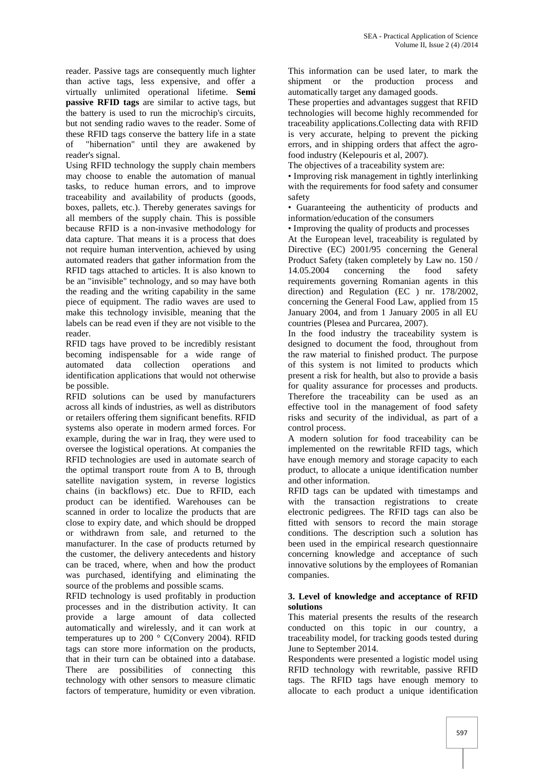reader. Passive tags are consequently much lighter than active tags, less expensive, and offer a virtually unlimited operational lifetime. **Semi passive RFID tags** are similar to active tags, but the battery is used to run the microchip's circuits, but not sending radio waves to the reader. Some of these RFID tags conserve the battery life in a state of "hibernation" until they are awakened by reader's signal.

Using RFID technology the supply chain members may choose to enable the automation of manual tasks, to reduce human errors, and to improve traceability and availability of products (goods, boxes, pallets, etc.). Thereby generates savings for all members of the supply chain. This is possible because RFID is a non-invasive methodology for data capture. That means it is a process that does not require human intervention, achieved by using automated readers that gather information from the RFID tags attached to articles. It is also known to be an "invisible" technology, and so may have both the reading and the writing capability in the same piece of equipment. The radio waves are used to make this technology invisible, meaning that the labels can be read even if they are not visible to the reader.

RFID tags have proved to be incredibly resistant becoming indispensable for a wide range of automated data collection operations and identification applications that would not otherwise be possible.

RFID solutions can be used by manufacturers across all kinds of industries, as well as distributors or retailers offering them significant benefits. RFID systems also operate in modern armed forces. For example, during the war in Iraq, they were used to oversee the logistical operations. At companies the RFID technologies are used in automate search of the optimal transport route from A to B, through satellite navigation system, in reverse logistics chains (in backflows) etc. Due to RFID, each product can be identified. Warehouses can be scanned in order to localize the products that are close to expiry date, and which should be dropped or withdrawn from sale, and returned to the manufacturer. In the case of products returned by the customer, the delivery antecedents and history can be traced, where, when and how the product was purchased, identifying and eliminating the source of the problems and possible scams.

RFID technology is used profitably in production processes and in the distribution activity. It can provide a large amount of data collected automatically and wirelessly, and it can work at temperatures up to 200 ° C(Convery 2004). RFID tags can store more information on the products, that in their turn can be obtained into a database. There are possibilities of connecting this technology with other sensors to measure climatic factors of temperature, humidity or even vibration. This information can be used later, to mark the shipment or the production process and automatically target any damaged goods.

These properties and advantages suggest that RFID technologies will become highly recommended for traceability applications.Collecting data with RFID is very accurate, helping to prevent the picking errors, and in shipping orders that affect the agro-food industry (Kelepouris et al, 2007).

The objectives of a traceability system are:

• Improving risk management in tightly interlinking with the requirements for food safety and consumer safety

• Guaranteeing the authenticity of products and information/education of the consumers

• Improving the quality of products and processes

At the European level, traceability is regulated by Directive (EC) 2001/95 concerning the General Product Safety (taken completely by Law no. 150 / 14.05.2004 concerning the food safety requirements governing Romanian agents in this direction) and Regulation (EC ) nr. 178/2002, concerning the General Food Law, applied from 15 January 2004, and from 1 January 2005 in all EU countries (Plesea and Purcarea, 2007).

In the food industry the traceability system is designed to document the food, throughout from the raw material to finished product. The purpose of this system is not limited to products which present a risk for health, but also to provide a basis for quality assurance for processes and products. Therefore the traceability can be used as an effective tool in the management of food safety risks and security of the individual, as part of a control process.

A modern solution for food traceability can be implemented on the rewritable RFID tags, which have enough memory and storage capacity to each product, to allocate a unique identification number and other information.

RFID tags can be updated with timestamps and with the transaction registrations to create electronic pedigrees. The RFID tags can also be fitted with sensors to record the main storage conditions. The description such a solution has been used in the empirical research questionnaire concerning knowledge and acceptance of such innovative solutions by the employees of Romanian companies.

### 3. Level of knowledge and acceptance of RFID solutions

This material presents the results of the research conducted on this topic in our country, a traceability model, for tracking goods tested during June to September 2014.

Respondents were presented a logistic model using RFID technology with rewritable, passive RFID tags. The RFID tags have enough memory to allocate to each product a unique identification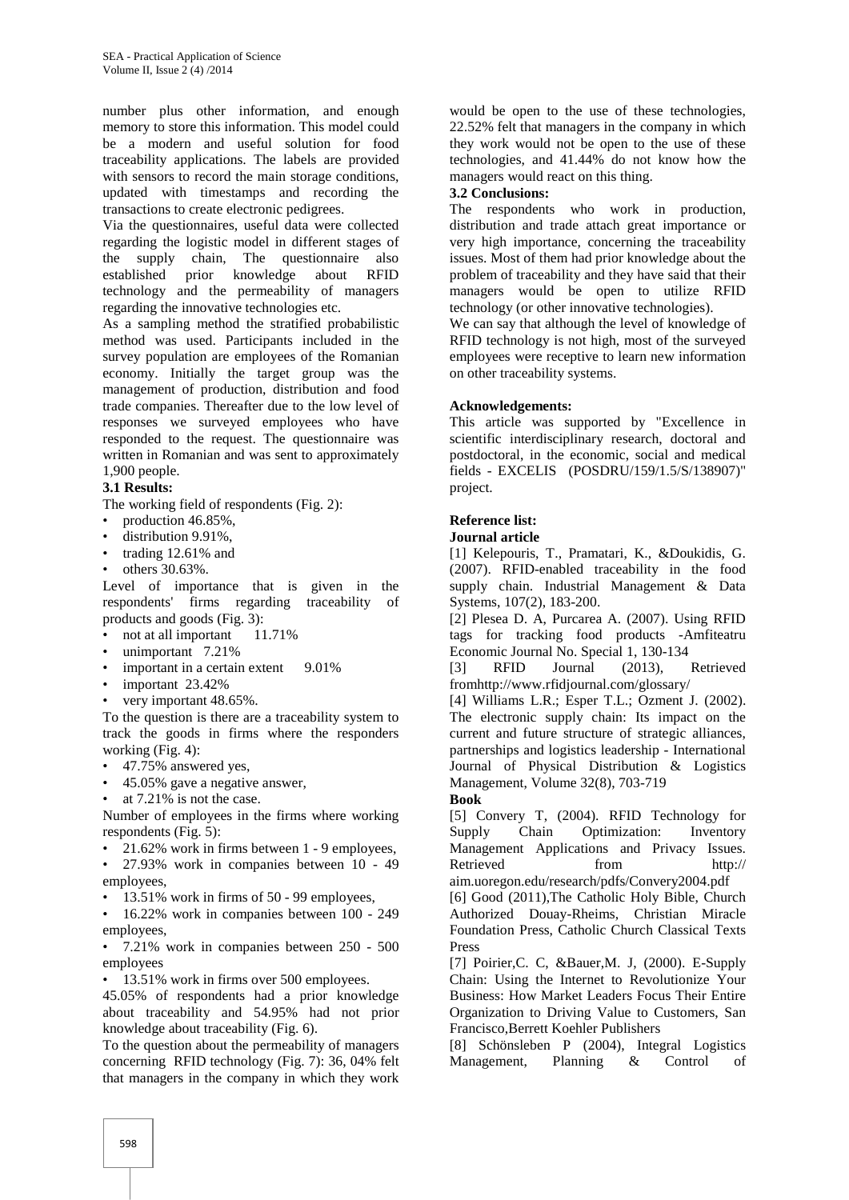number plus other information, and enough memory to store this information. This model could be a modern and useful solution for food traceability applications. The labels are provided with sensors to record the main storage conditions, updated with timestamps and recording the transactions to create electronic pedigrees.

Via the questionnaires, useful data were collected regarding the logistic model in different stages of the supply chain, The questionnaire also established prior knowledge about RFID technology and the permeability of managers regarding the innovative technologies etc.

As a sampling method the stratified probabilistic method was used. Participants included in the survey population are employees of the Romanian economy. Initially the target group was the management of production, distribution and food trade companies. Thereafter due to the low level of responses we surveyed employees who have responded to the request. The questionnaire was written in Romanian and was sent to approximately 1,900 people.

### 3.1 Results:

The working field of respondents (Fig. 2):

- production 46.85%,
- distribution 9.91%,
- trading 12.61% and
- others 30.63%.

Level of importance that is given in the respondents' firms regarding traceability of products and goods (Fig. 3):

- not at all important 11.71%
- unimportant 7.21%
- important in a certain extent 9.01%
- important 23.42%
- very important 48.65%.

To the question is there are a traceability system to track the goods in firms where the responders working (Fig. 4):

- 47.75% answered yes,
- 45.05% gave a negative answer,
- at 7.21% is not the case.

Number of employees in the firms where working respondents (Fig. 5):

- 21.62% work in firms between 1 - 9 employees,
- 27.93% work in companies between 10 - 49 employees,
- 13.51% work in firms of 50 - 99 employees,
- 16.22% work in companies between 100 - 249 employees,
- 7.21% work in companies between 250 - 500 employees
- 13.51% work in firms over 500 employees.

45.05% of respondents had a prior knowledge about traceability and 54.95% had not prior knowledge about traceability (Fig. 6).

To the question about the permeability of managers concerning RFID technology (Fig. 7): 36, 04% felt that managers in the company in which they work would be open to the use of these technologies, 22.52% felt that managers in the company in which they work would not be open to the use of these technologies, and 41.44% do not know how the managers would react on this thing.

### 3.2 Conclusions:

The respondents who work in production, distribution and trade attach great importance or very high importance, concerning the traceability issues. Most of them had prior knowledge about the problem of traceability and they have said that their managers would be open to utilize RFID technology (or other innovative technologies).

We can say that although the level of knowledge of RFID technology is not high, most of the surveyed employees were receptive to learn new information on other traceability systems.

### Acknowledgements:

This article was supported by "Excellence in scientific interdisciplinary research, doctoral and postdoctoral, in the economic, social and medical fields - EXCELIS (POSDRU/159/1.5/S/138907)" project.

### Reference list:

**Journal article**

[1] Kelepouris, T., Pramatari, K., &Doukidis, G. (2007). RFID-enabled traceability in the food supply chain. Industrial Management & Data Systems, 107(2), 183-200.

[2] Plesea D. A, Purcarea A. (2007). Using RFID tags for tracking food products -Amfiteatru Economic Journal No. Special 1, 130-134

[3] RFID Journal (2013), Retrieved fromhttp://www.rfidjournal.com/glossary/

[4] Williams L.R.; Esper T.L.; Ozment J. (2002). The electronic supply chain: Its impact on the current and future structure of strategic alliances, partnerships and logistics leadership - International Journal of Physical Distribution & Logistics Management, Volume 32(8), 703-719

**Book**

[5] Convery T, (2004). RFID Technology for Supply Chain Optimization: Inventory Management Applications and Privacy Issues. Retrieved from http:// aim.uoregon.edu/research/pdfs/Convery2004.pdf

[6] Good (2011),The Catholic Holy Bible, Church Authorized Douay-Rheims, Christian Miracle Foundation Press, Catholic Church Classical Texts Press

[7] Poirier,C. C, &Bauer,M. J, (2000). E-Supply Chain: Using the Internet to Revolutionize Your Business: How Market Leaders Focus Their Entire Organization to Driving Value to Customers, San Francisco,Berrett Koehler Publishers

[8] Schönsleben P (2004), Integral Logistics Management, Planning & Control of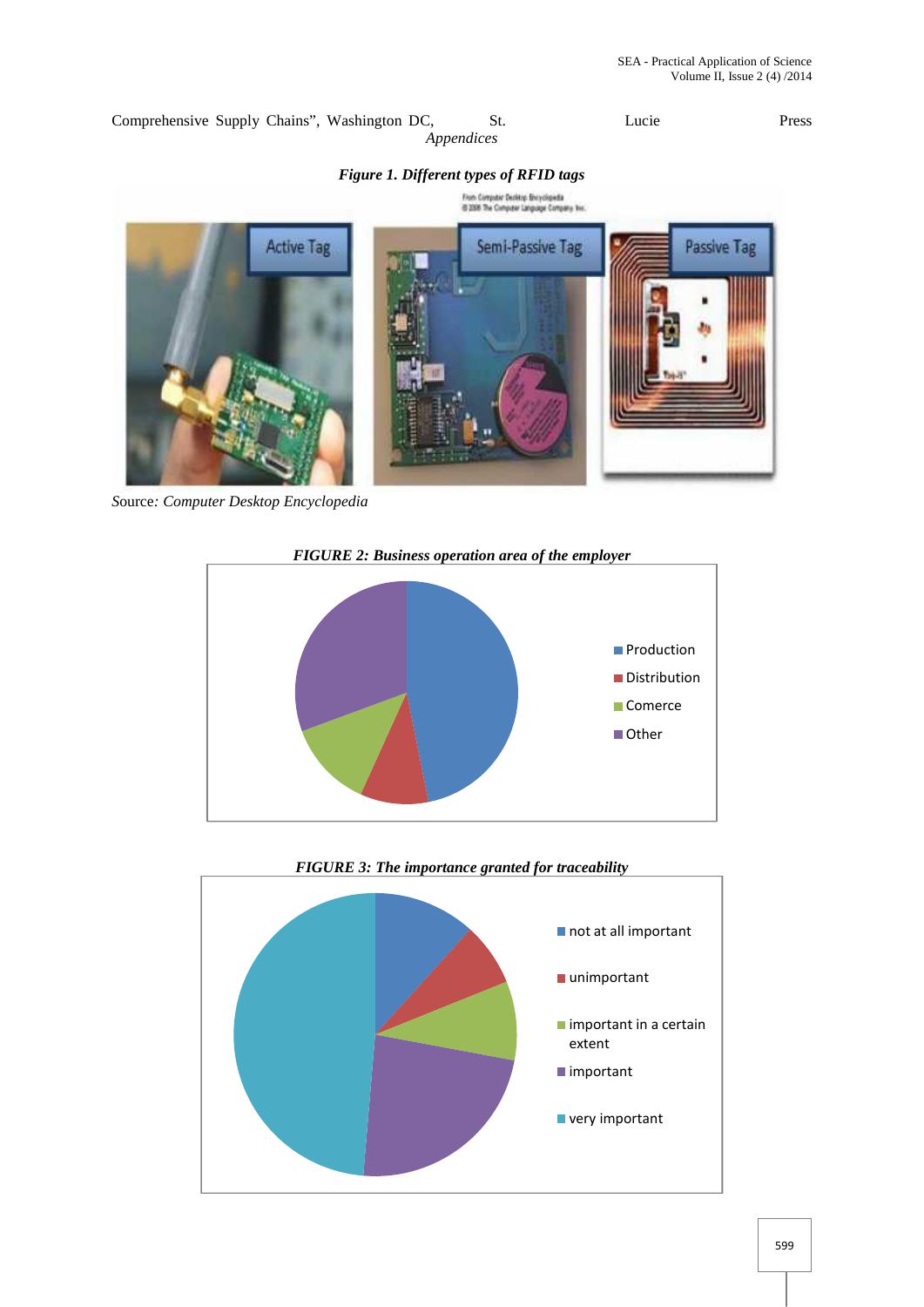Comprehensive Supply Chains", Washington DC, St. Lucie Press

*Appendices*

***Figure 1. Different types of RFID tags***

Source: *Computer Desktop Encyclopedia*

***FIGURE 2: Business operation area of the employer***

***FIGURE 3: The importance granted for traceability***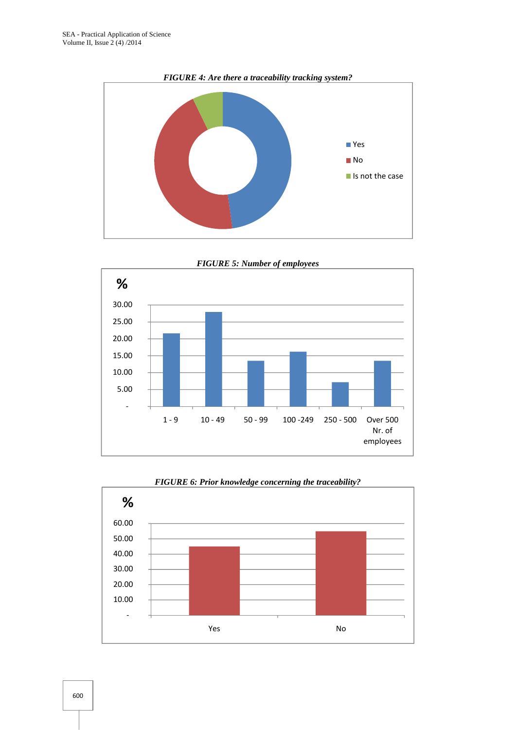*FIGURE 4: Are there a traceability tracking system?*

*FIGURE 5: Number of employees*

*FIGURE 6: Prior knowledge concerning the traceability?*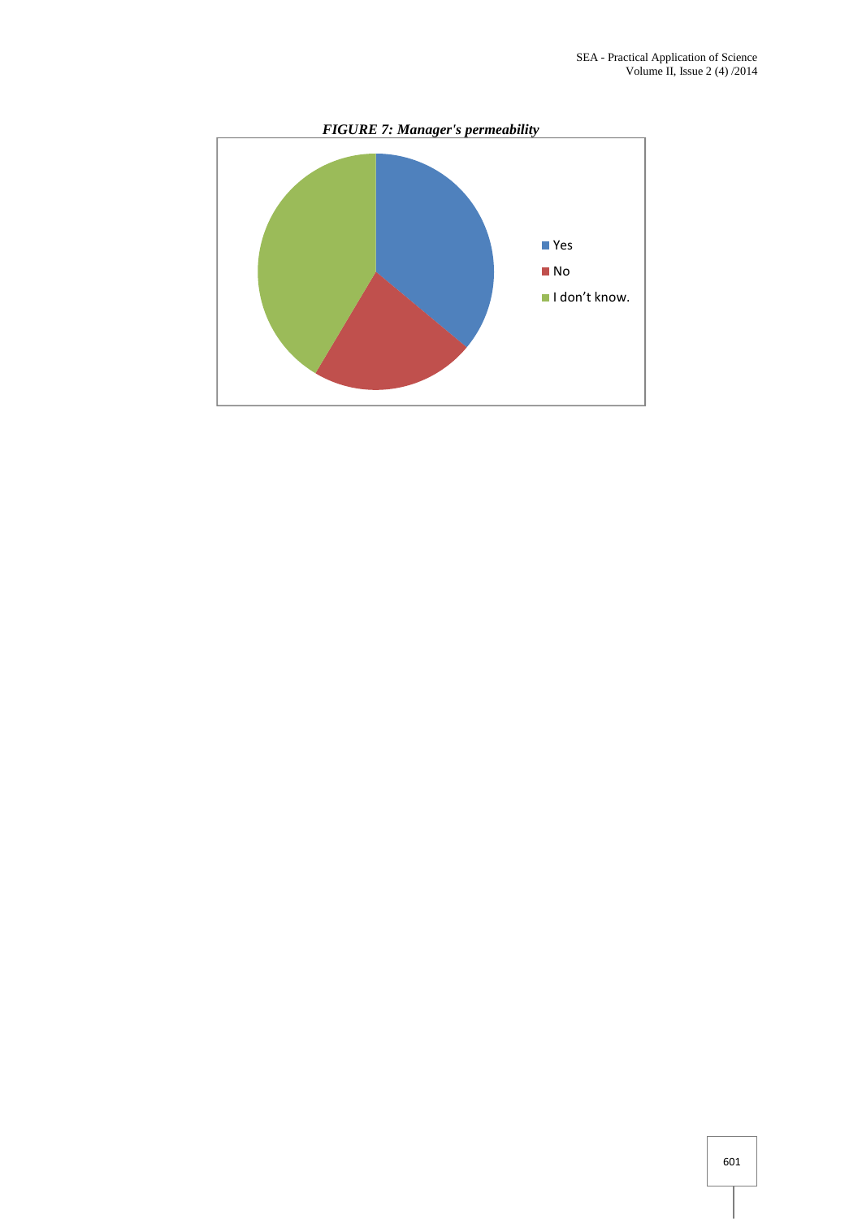***FIGURE 7: Manager's permeability***

Yes

No

I don't know.